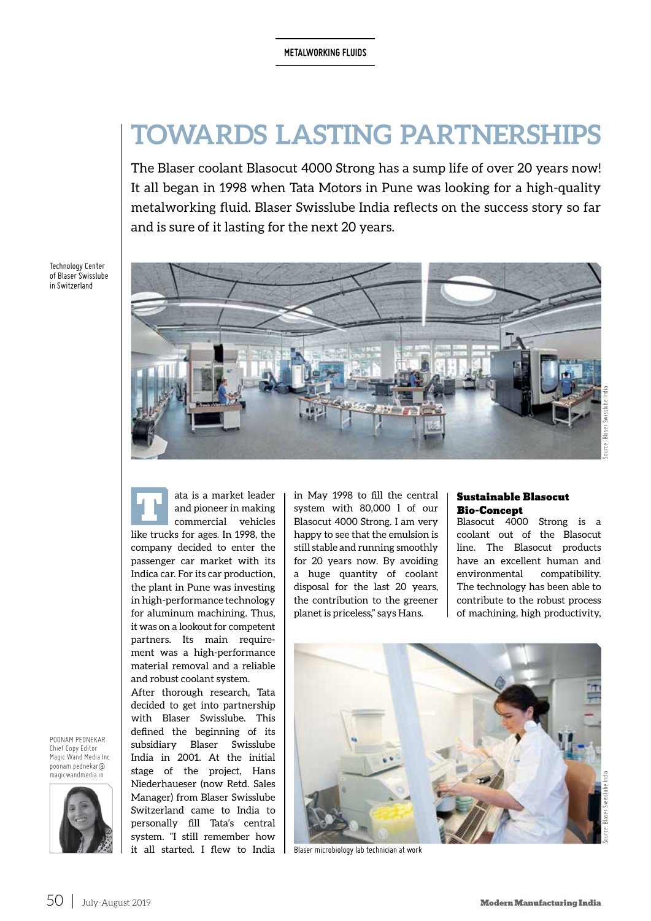# TOWARDS LASTING PARTNERSHIPS

The Blaser coolant Blasocut 4000 Strong has a sump life of over 20 years now! It all began in 1998 when Tata Motors in Pune was looking for a high-quality metalworking fluid. Blaser Swisslube India reflects on the success story so far and is sure of it lasting for the next 20 years.

Technology Center of Blaser Swisslube in Switzerland

Source: Blaser Swisslube India

POONAM PEDNEKAR
Chief Copy Editor
Magic Wand Media Inc
poonam.pednekar@magicwandmedia.in

Tata is a market leader and pioneer in making commercial vehicles like trucks for ages. In 1998, the company decided to enter the passenger car market with its Indica car. For its car production, the plant in Pune was investing in high-performance technology for aluminum machining. Thus, it was on a lookout for competent partners. Its main requirement was a high-performance material removal and a reliable and robust coolant system.

After thorough research, Tata decided to get into partnership with Blaser Swisslube. This defined the beginning of its subsidiary Blaser Swisslube India in 2001. At the initial stage of the project, Hans Niederhaueser (now Retd. Sales Manager) from Blaser Swisslube Switzerland came to India to personally fill Tata's central system. "I still remember how it all started. I flew to India in May 1998 to fill the central system with 80,000 l of our Blasocut 4000 Strong. I am very happy to see that the emulsion is still stable and running smoothly for 20 years now. By avoiding a huge quantity of coolant disposal for the last 20 years, the contribution to the greener planet is priceless," says Hans.

## Sustainable Blasocut Bio-Concept

Blasocut 4000 Strong is a coolant out of the Blasocut line. The Blasocut products have an excellent human and environmental compatibility. The technology has been able to contribute to the robust process of machining, high productivity,

Blaser microbiology lab technician at work

Source: Blaser Swisslube India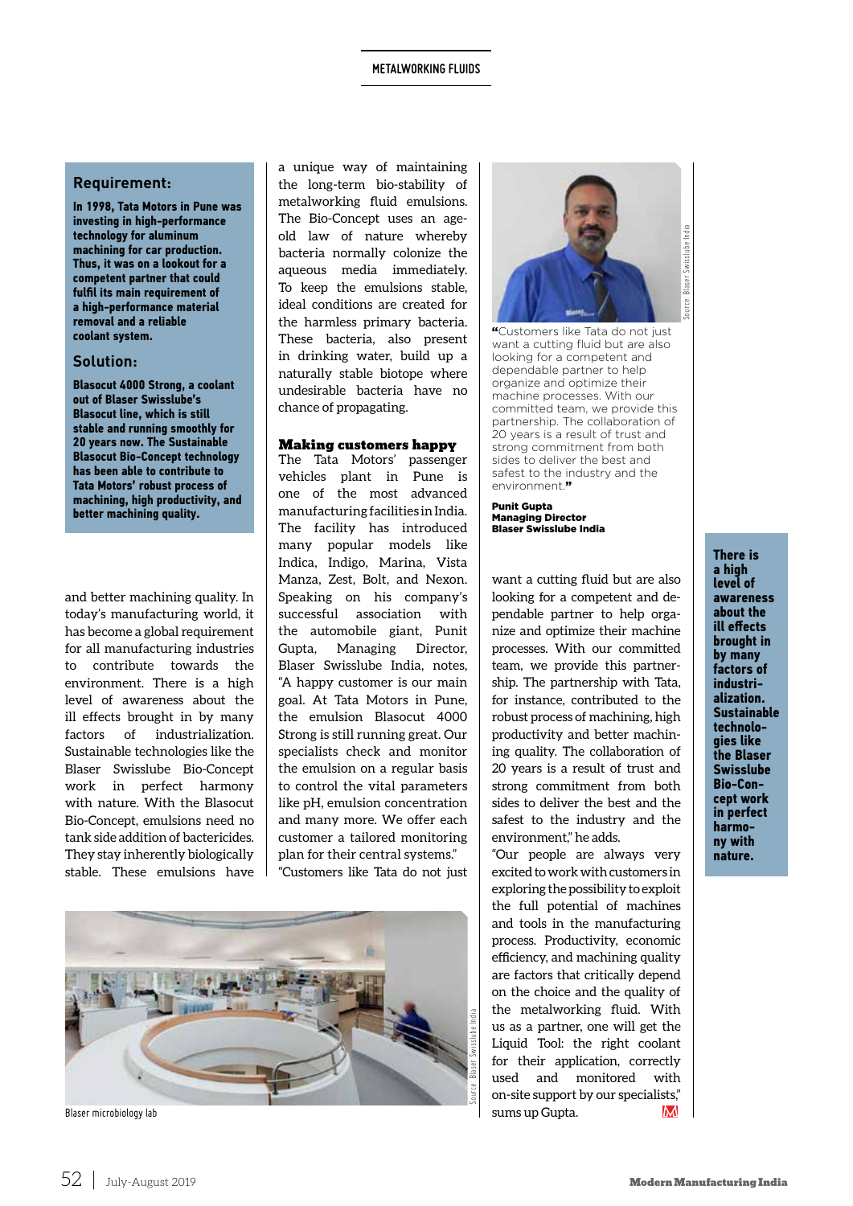## Requirement:

**In 1998, Tata Motors in Pune was investing in high-performance technology for aluminum machining for car production. Thus, it was on a lookout for a competent partner that could fulfil its main requirement of a high-performance material removal and a reliable coolant system.**

## Solution:

**Blasocut 4000 Strong, a coolant out of Blaser Swisslube's Blasocut line, which is still stable and running smoothly for 20 years now. The Sustainable Blasocut Bio-Concept technology has been able to contribute to Tata Motors' robust process of machining, high productivity, and better machining quality.**

and better machining quality. In today's manufacturing world, it has become a global requirement for all manufacturing industries to contribute towards the environment. There is a high level of awareness about the ill effects brought in by many factors of industrialization. Sustainable technologies like the Blaser Swisslube Bio-Concept work in perfect harmony with nature. With the Blasocut Bio-Concept, emulsions need no tank side addition of bactericides. They stay inherently biologically stable. These emulsions have a unique way of maintaining the long-term bio-stability of metalworking fluid emulsions. The Bio-Concept uses an age-old law of nature whereby bacteria normally colonize the aqueous media immediately. To keep the emulsions stable, ideal conditions are created for the harmless primary bacteria. These bacteria, also present in drinking water, build up a naturally stable biotope where undesirable bacteria have no chance of propagating.

Blaser microbiology lab

### Making customers happy

The Tata Motors' passenger vehicles plant in Pune is one of the most advanced manufacturing facilities in India. The facility has introduced many popular models like Indica, Indigo, Marina, Vista Manza, Zest, Bolt, and Nexon. Speaking on his company's successful association with the automobile giant, Punit Gupta, Managing Director, Blaser Swisslube India, notes, "A happy customer is our main goal. At Tata Motors in Pune, the emulsion Blasocut 4000 Strong is still running great. Our specialists check and monitor the emulsion on a regular basis to control the vital parameters like pH, emulsion concentration and many more. We offer each customer a tailored monitoring plan for their central systems."

"Customers like Tata do not just want a cutting fluid but are also looking for a competent and dependable partner to help organize and optimize their machine processes. With our committed team, we provide this partnership. The partnership with Tata, for instance, contributed to the robust process of machining, high productivity and better machining quality. The collaboration of 20 years is a result of trust and strong commitment from both sides to deliver the best and the safest to the industry and the environment," he adds.

"Our people are always very excited to work with customers in exploring the possibility to exploit the full potential of machines and tools in the manufacturing process. Productivity, economic efficiency, and machining quality are factors that critically depend on the choice and the quality of the metalworking fluid. With us as a partner, one will get the Liquid Tool: the right coolant for their application, correctly used and monitored with on-site support by our specialists," sums up Gupta.

**"**Customers like Tata do not just want a cutting fluid but are also looking for a competent and dependable partner to help organize and optimize their machine processes. With our committed team, we provide this partnership. The collaboration of 20 years is a result of trust and strong commitment from both sides to deliver the best and safest to the industry and the environment.**"**

**Punit Gupta**
**Managing Director**
**Blaser Swisslube India**

**There is a high level of awareness about the ill effects brought in by many factors of industrialization. Sustainable technologies like the Blaser Swisslube Bio-Concept work in perfect harmony with nature.**